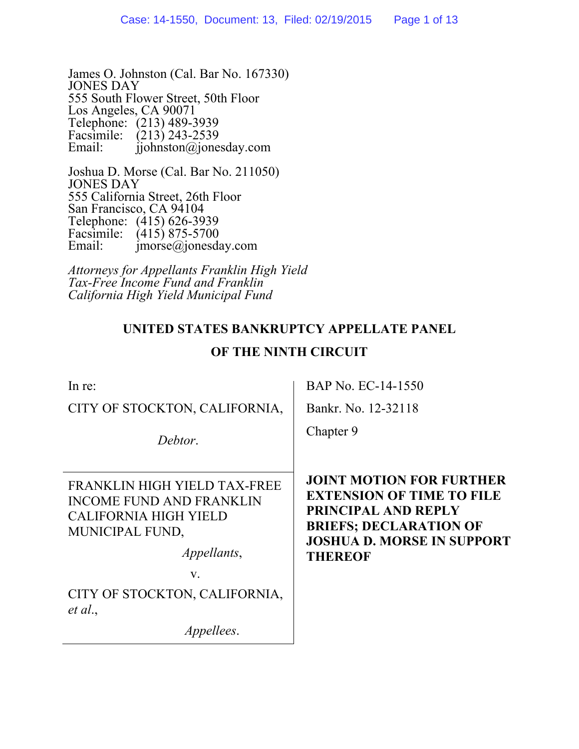James O. Johnston (Cal. Bar No. 167330)
JONES DAY
555 South Flower Street, 50th Floor
Los Angeles, CA 90071
Telephone: (213) 489-3939
Facsimile: (213) 243-2539
Email: jjohnston@jonesday.com

Joshua D. Morse (Cal. Bar No. 211050)
JONES DAY
555 California Street, 26th Floor
San Francisco, CA 94104
Telephone: (415) 626-3939
Facsimile: (415) 875-5700
Email: jmorse@jonesday.com

*Attorneys for Appellants Franklin High Yield Tax-Free Income Fund and Franklin California High Yield Municipal Fund*

**UNITED STATES BANKRUPTCY APPELLATE PANEL**

**OF THE NINTH CIRCUIT**

In re:

CITY OF STOCKTON, CALIFORNIA,

*Debtor*.

BAP No. EC-14-1550

Bankr. No. 12-32118

Chapter 9

FRANKLIN HIGH YIELD TAX-FREE INCOME FUND AND FRANKLIN CALIFORNIA HIGH YIELD MUNICIPAL FUND,

*Appellants*,

v.

CITY OF STOCKTON, CALIFORNIA, *et al.*,

*Appellees*.

**JOINT MOTION FOR FURTHER EXTENSION OF TIME TO FILE PRINCIPAL AND REPLY BRIEFS; DECLARATION OF JOSHUA D. MORSE IN SUPPORT THEREOF**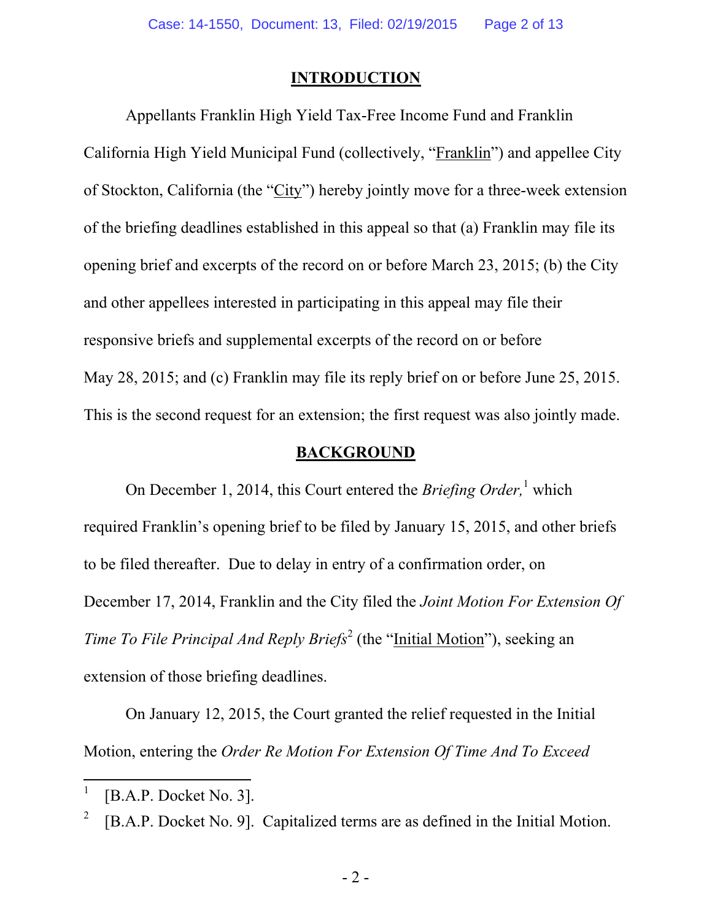## INTRODUCTION

Appellants Franklin High Yield Tax-Free Income Fund and Franklin California High Yield Municipal Fund (collectively, "Franklin") and appellee City of Stockton, California (the "City") hereby jointly move for a three-week extension of the briefing deadlines established in this appeal so that (a) Franklin may file its opening brief and excerpts of the record on or before March 23, 2015; (b) the City and other appellees interested in participating in this appeal may file their responsive briefs and supplemental excerpts of the record on or before May 28, 2015; and (c) Franklin may file its reply brief on or before June 25, 2015. This is the second request for an extension; the first request was also jointly made.

## BACKGROUND

On December 1, 2014, this Court entered the *Briefing Order,*[1] which required Franklin's opening brief to be filed by January 15, 2015, and other briefs to be filed thereafter. Due to delay in entry of a confirmation order, on December 17, 2014, Franklin and the City filed the *Joint Motion For Extension Of Time To File Principal And Reply Briefs*[2] (the "Initial Motion"), seeking an extension of those briefing deadlines.

On January 12, 2015, the Court granted the relief requested in the Initial Motion, entering the *Order Re Motion For Extension Of Time And To Exceed*

---

[1] [B.A.P. Docket No. 3].

[2] [B.A.P. Docket No. 9]. Capitalized terms are as defined in the Initial Motion.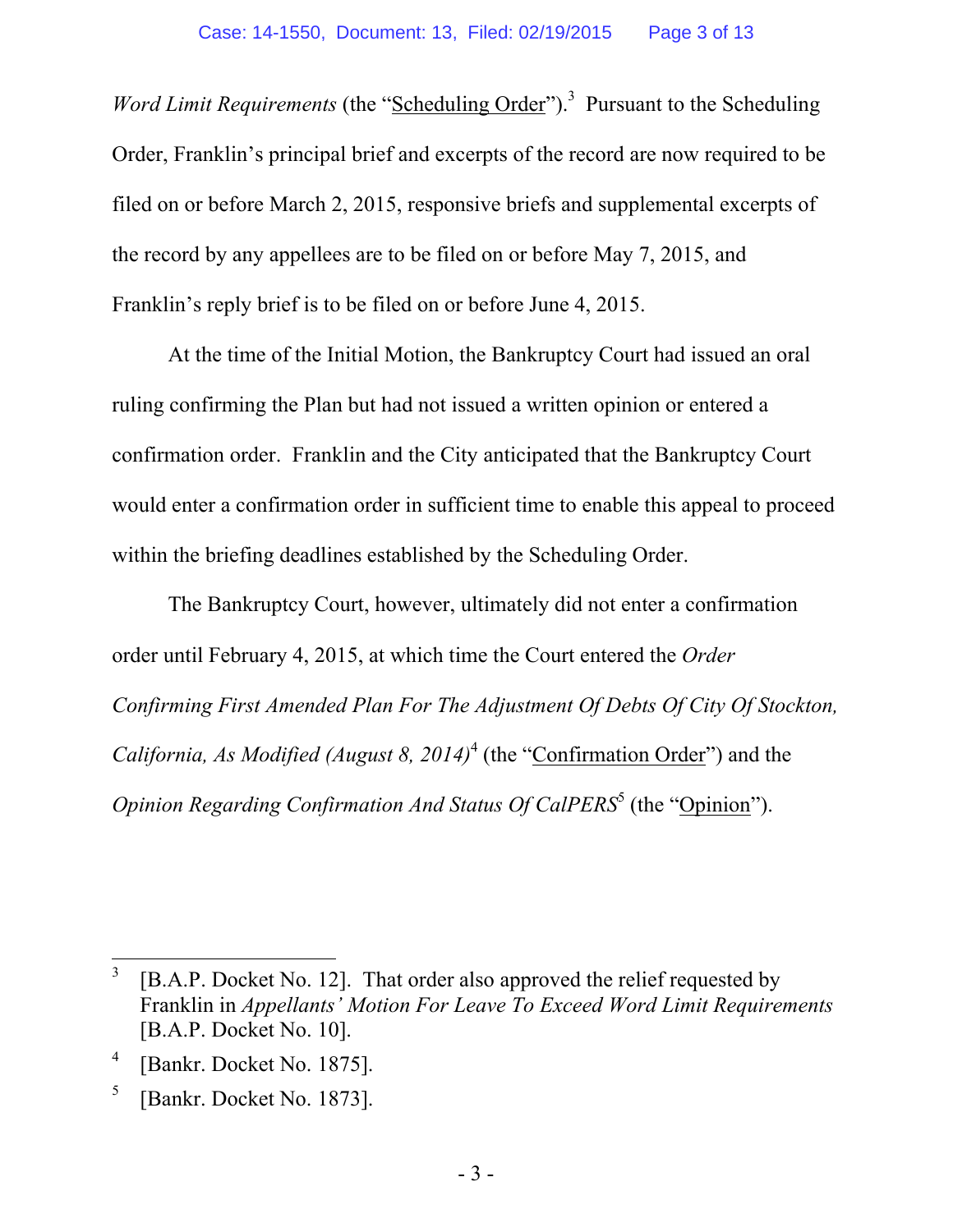*Word Limit Requirements* (the "Scheduling Order").[3] Pursuant to the Scheduling Order, Franklin's principal brief and excerpts of the record are now required to be filed on or before March 2, 2015, responsive briefs and supplemental excerpts of the record by any appellees are to be filed on or before May 7, 2015, and Franklin's reply brief is to be filed on or before June 4, 2015.

At the time of the Initial Motion, the Bankruptcy Court had issued an oral ruling confirming the Plan but had not issued a written opinion or entered a confirmation order. Franklin and the City anticipated that the Bankruptcy Court would enter a confirmation order in sufficient time to enable this appeal to proceed within the briefing deadlines established by the Scheduling Order.

The Bankruptcy Court, however, ultimately did not enter a confirmation order until February 4, 2015, at which time the Court entered the *Order Confirming First Amended Plan For The Adjustment Of Debts Of City Of Stockton, California, As Modified (August 8, 2014)*[4] (the "Confirmation Order") and the *Opinion Regarding Confirmation And Status Of CalPERS*[5] (the "Opinion").

---

[3] [B.A.P. Docket No. 12]. That order also approved the relief requested by Franklin in *Appellants' Motion For Leave To Exceed Word Limit Requirements* [B.A.P. Docket No. 10].

[4] [Bankr. Docket No. 1875].

[5] [Bankr. Docket No. 1873].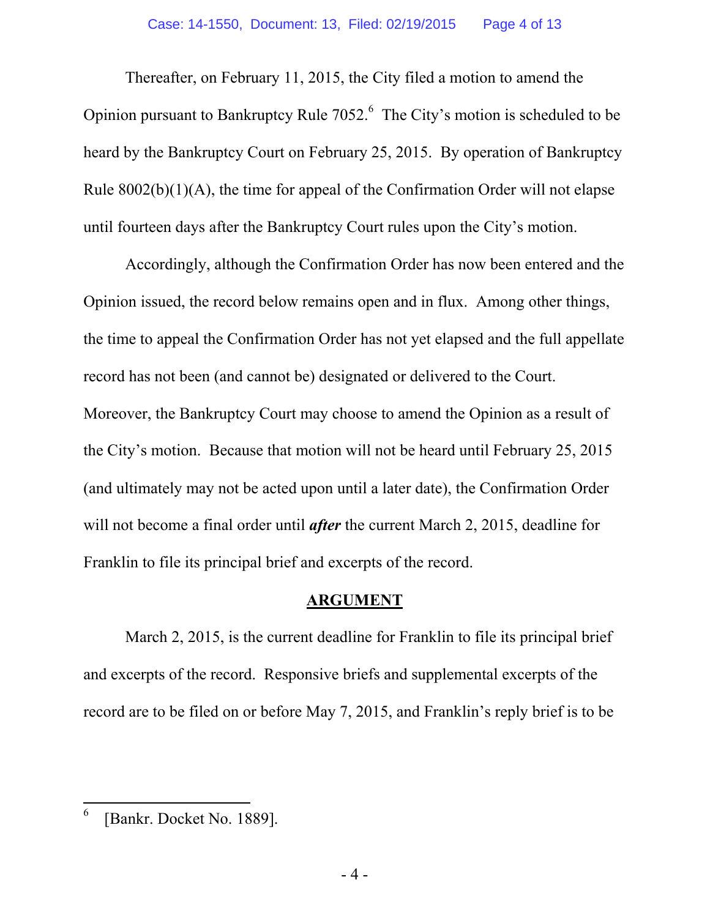Thereafter, on February 11, 2015, the City filed a motion to amend the Opinion pursuant to Bankruptcy Rule 7052.[6] The City's motion is scheduled to be heard by the Bankruptcy Court on February 25, 2015. By operation of Bankruptcy Rule 8002(b)(1)(A), the time for appeal of the Confirmation Order will not elapse until fourteen days after the Bankruptcy Court rules upon the City's motion.

Accordingly, although the Confirmation Order has now been entered and the Opinion issued, the record below remains open and in flux. Among other things, the time to appeal the Confirmation Order has not yet elapsed and the full appellate record has not been (and cannot be) designated or delivered to the Court. Moreover, the Bankruptcy Court may choose to amend the Opinion as a result of the City's motion. Because that motion will not be heard until February 25, 2015 (and ultimately may not be acted upon until a later date), the Confirmation Order will not become a final order until ***after*** the current March 2, 2015, deadline for Franklin to file its principal brief and excerpts of the record.

## ARGUMENT

March 2, 2015, is the current deadline for Franklin to file its principal brief and excerpts of the record. Responsive briefs and supplemental excerpts of the record are to be filed on or before May 7, 2015, and Franklin's reply brief is to be

---

[6] [Bankr. Docket No. 1889].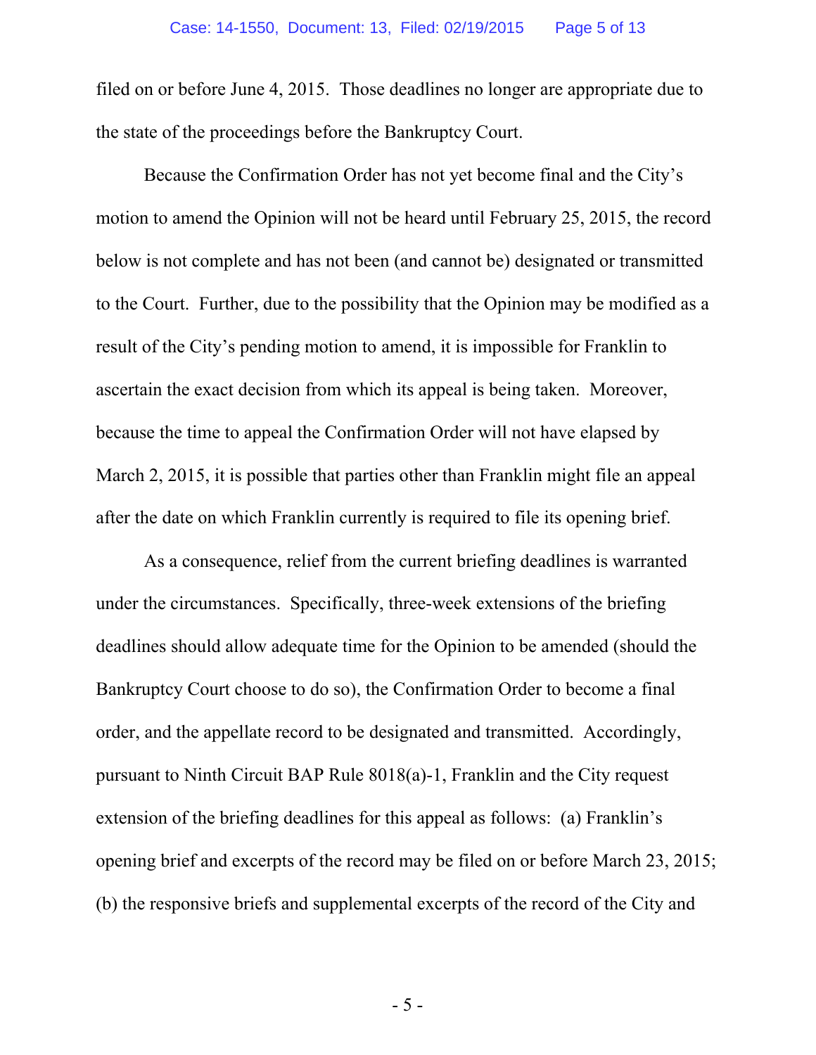filed on or before June 4, 2015. Those deadlines no longer are appropriate due to the state of the proceedings before the Bankruptcy Court.

Because the Confirmation Order has not yet become final and the City's motion to amend the Opinion will not be heard until February 25, 2015, the record below is not complete and has not been (and cannot be) designated or transmitted to the Court. Further, due to the possibility that the Opinion may be modified as a result of the City's pending motion to amend, it is impossible for Franklin to ascertain the exact decision from which its appeal is being taken. Moreover, because the time to appeal the Confirmation Order will not have elapsed by March 2, 2015, it is possible that parties other than Franklin might file an appeal after the date on which Franklin currently is required to file its opening brief.

As a consequence, relief from the current briefing deadlines is warranted under the circumstances. Specifically, three-week extensions of the briefing deadlines should allow adequate time for the Opinion to be amended (should the Bankruptcy Court choose to do so), the Confirmation Order to become a final order, and the appellate record to be designated and transmitted. Accordingly, pursuant to Ninth Circuit BAP Rule 8018(a)-1, Franklin and the City request extension of the briefing deadlines for this appeal as follows: (a) Franklin's opening brief and excerpts of the record may be filed on or before March 23, 2015; (b) the responsive briefs and supplemental excerpts of the record of the City and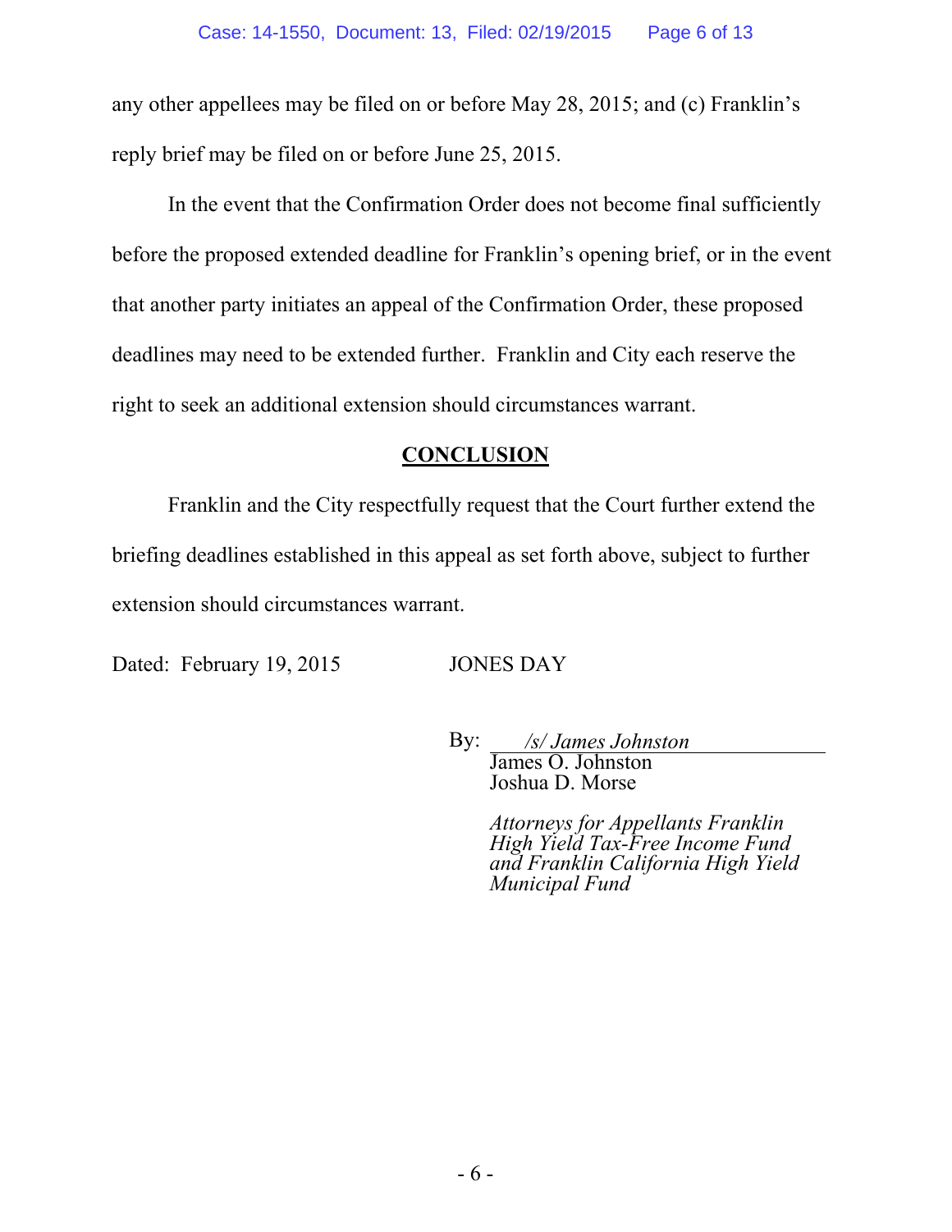any other appellees may be filed on or before May 28, 2015; and (c) Franklin's reply brief may be filed on or before June 25, 2015.

In the event that the Confirmation Order does not become final sufficiently before the proposed extended deadline for Franklin's opening brief, or in the event that another party initiates an appeal of the Confirmation Order, these proposed deadlines may need to be extended further. Franklin and City each reserve the right to seek an additional extension should circumstances warrant.

## CONCLUSION

Franklin and the City respectfully request that the Court further extend the briefing deadlines established in this appeal as set forth above, subject to further extension should circumstances warrant.

Dated: February 19, 2015

JONES DAY

By: */s/ James Johnston*
James O. Johnston
Joshua D. Morse

*Attorneys for Appellants Franklin High Yield Tax-Free Income Fund and Franklin California High Yield Municipal Fund*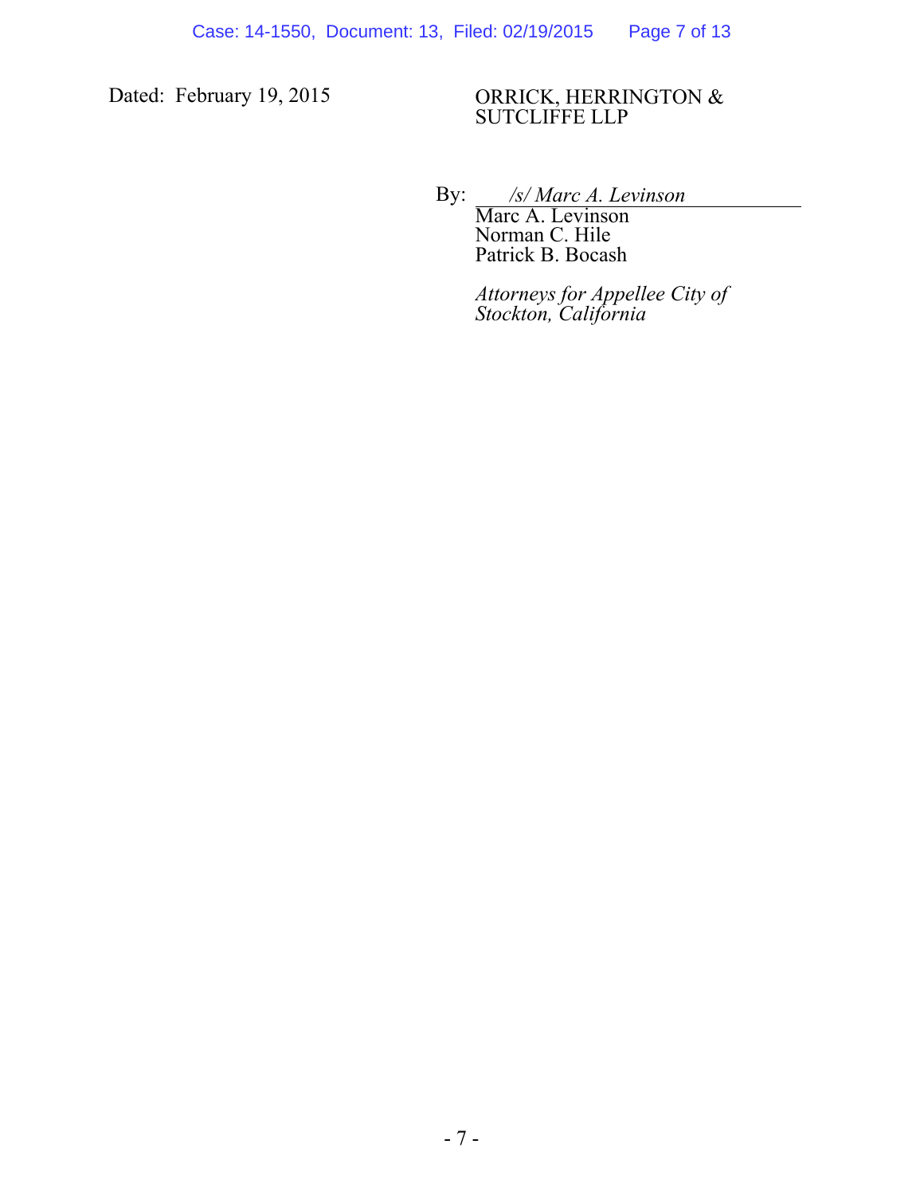Dated: February 19, 2015

ORRICK, HERRINGTON & SUTCLIFFE LLP

By: *\/s\/ Marc A. Levinson*
Marc A. Levinson
Norman C. Hile
Patrick B. Bocash

*Attorneys for Appellee City of Stockton, California*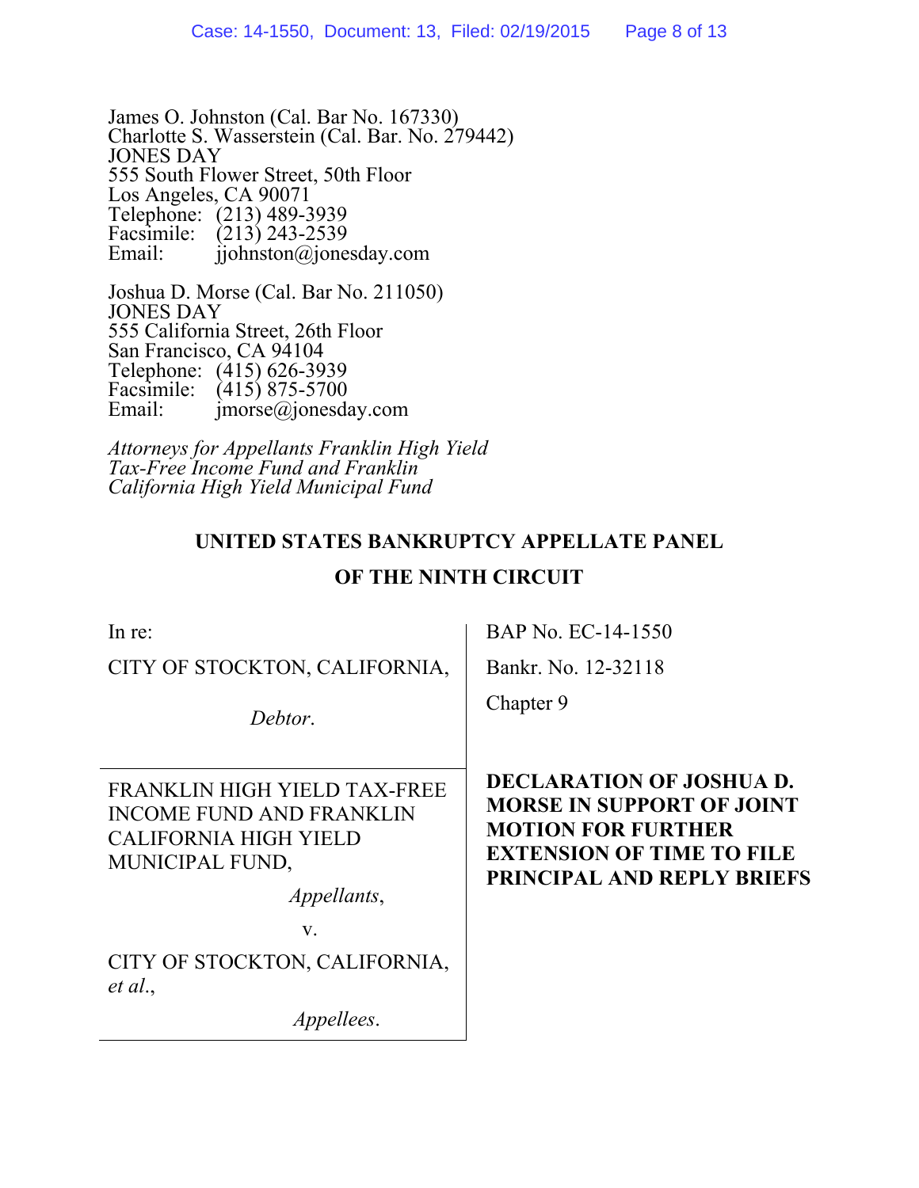James O. Johnston (Cal. Bar No. 167330)
Charlotte S. Wasserstein (Cal. Bar. No. 279442)
JONES DAY
555 South Flower Street, 50th Floor
Los Angeles, CA 90071
Telephone: (213) 489-3939
Facsimile: (213) 243-2539
Email: jjohnston@jonesday.com

Joshua D. Morse (Cal. Bar No. 211050)
JONES DAY
555 California Street, 26th Floor
San Francisco, CA 94104
Telephone: (415) 626-3939
Facsimile: (415) 875-5700
Email: jmorse@jonesday.com

*Attorneys for Appellants Franklin High Yield Tax-Free Income Fund and Franklin California High Yield Municipal Fund*

**UNITED STATES BANKRUPTCY APPELLATE PANEL**

**OF THE NINTH CIRCUIT**

| | |
|---|---|
| In re:<br><br>CITY OF STOCKTON, CALIFORNIA,<br><br>*Debtor*. | BAP No. EC-14-1550<br><br>Bankr. No. 12-32118<br><br>Chapter 9 |
| FRANKLIN HIGH YIELD TAX-FREE INCOME FUND AND FRANKLIN CALIFORNIA HIGH YIELD MUNICIPAL FUND,<br><br>*Appellants*,<br><br>v.<br><br>CITY OF STOCKTON, CALIFORNIA, *et al.*,<br><br>*Appellees*. | **DECLARATION OF JOSHUA D. MORSE IN SUPPORT OF JOINT MOTION FOR FURTHER EXTENSION OF TIME TO FILE PRINCIPAL AND REPLY BRIEFS** |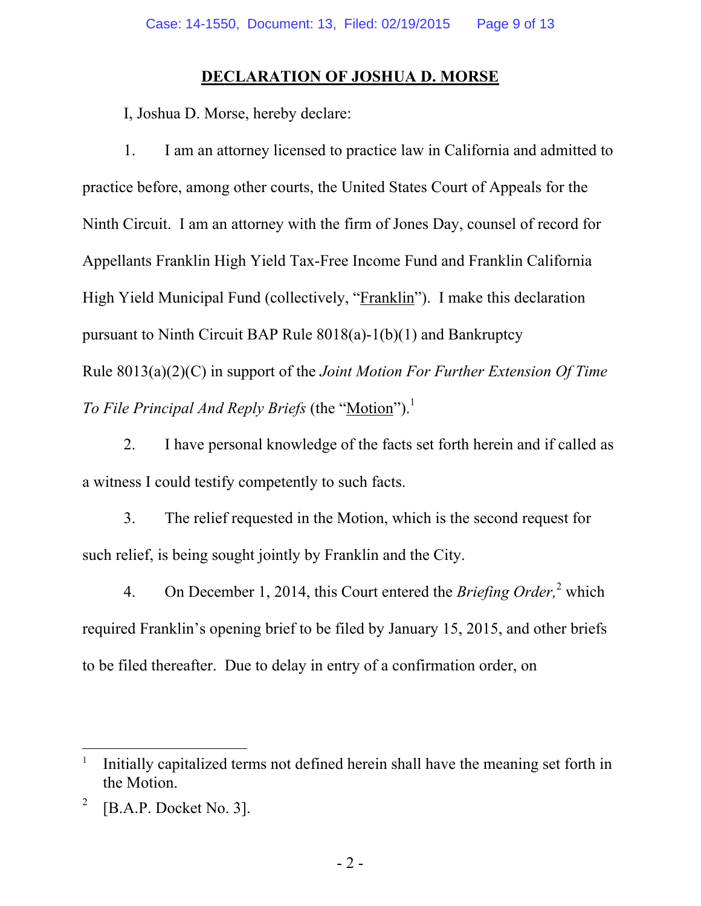## DECLARATION OF JOSHUA D. MORSE

I, Joshua D. Morse, hereby declare:

1. I am an attorney licensed to practice law in California and admitted to practice before, among other courts, the United States Court of Appeals for the Ninth Circuit. I am an attorney with the firm of Jones Day, counsel of record for Appellants Franklin High Yield Tax-Free Income Fund and Franklin California High Yield Municipal Fund (collectively, "Franklin"). I make this declaration pursuant to Ninth Circuit BAP Rule 8018(a)-1(b)(1) and Bankruptcy Rule 8013(a)(2)(C) in support of the *Joint Motion For Further Extension Of Time To File Principal And Reply Briefs* (the "Motion").[1]

2. I have personal knowledge of the facts set forth herein and if called as a witness I could testify competently to such facts.

3. The relief requested in the Motion, which is the second request for such relief, is being sought jointly by Franklin and the City.

4. On December 1, 2014, this Court entered the *Briefing Order,*[2] which required Franklin's opening brief to be filed by January 15, 2015, and other briefs to be filed thereafter. Due to delay in entry of a confirmation order, on

---

[1] Initially capitalized terms not defined herein shall have the meaning set forth in the Motion.

[2] [B.A.P. Docket No. 3].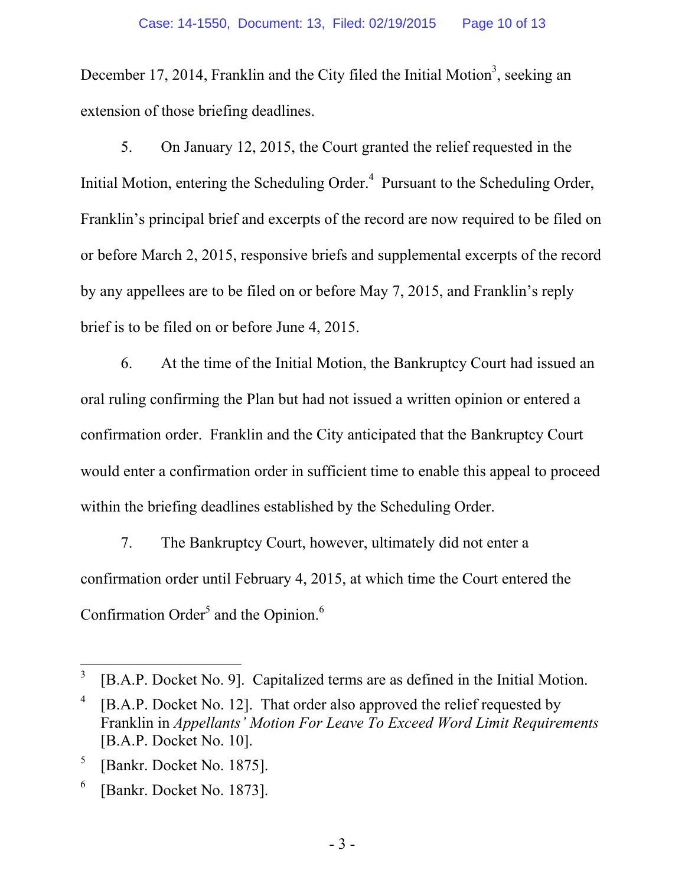December 17, 2014, Franklin and the City filed the Initial Motion[3], seeking an extension of those briefing deadlines.

5. On January 12, 2015, the Court granted the relief requested in the Initial Motion, entering the Scheduling Order.[4] Pursuant to the Scheduling Order, Franklin's principal brief and excerpts of the record are now required to be filed on or before March 2, 2015, responsive briefs and supplemental excerpts of the record by any appellees are to be filed on or before May 7, 2015, and Franklin's reply brief is to be filed on or before June 4, 2015.

6. At the time of the Initial Motion, the Bankruptcy Court had issued an oral ruling confirming the Plan but had not issued a written opinion or entered a confirmation order. Franklin and the City anticipated that the Bankruptcy Court would enter a confirmation order in sufficient time to enable this appeal to proceed within the briefing deadlines established by the Scheduling Order.

7. The Bankruptcy Court, however, ultimately did not enter a confirmation order until February 4, 2015, at which time the Court entered the Confirmation Order[5] and the Opinion.[6]

---

[3] [B.A.P. Docket No. 9]. Capitalized terms are as defined in the Initial Motion.

[4] [B.A.P. Docket No. 12]. That order also approved the relief requested by Franklin in *Appellants' Motion For Leave To Exceed Word Limit Requirements* [B.A.P. Docket No. 10].

[5] [Bankr. Docket No. 1875].

[6] [Bankr. Docket No. 1873].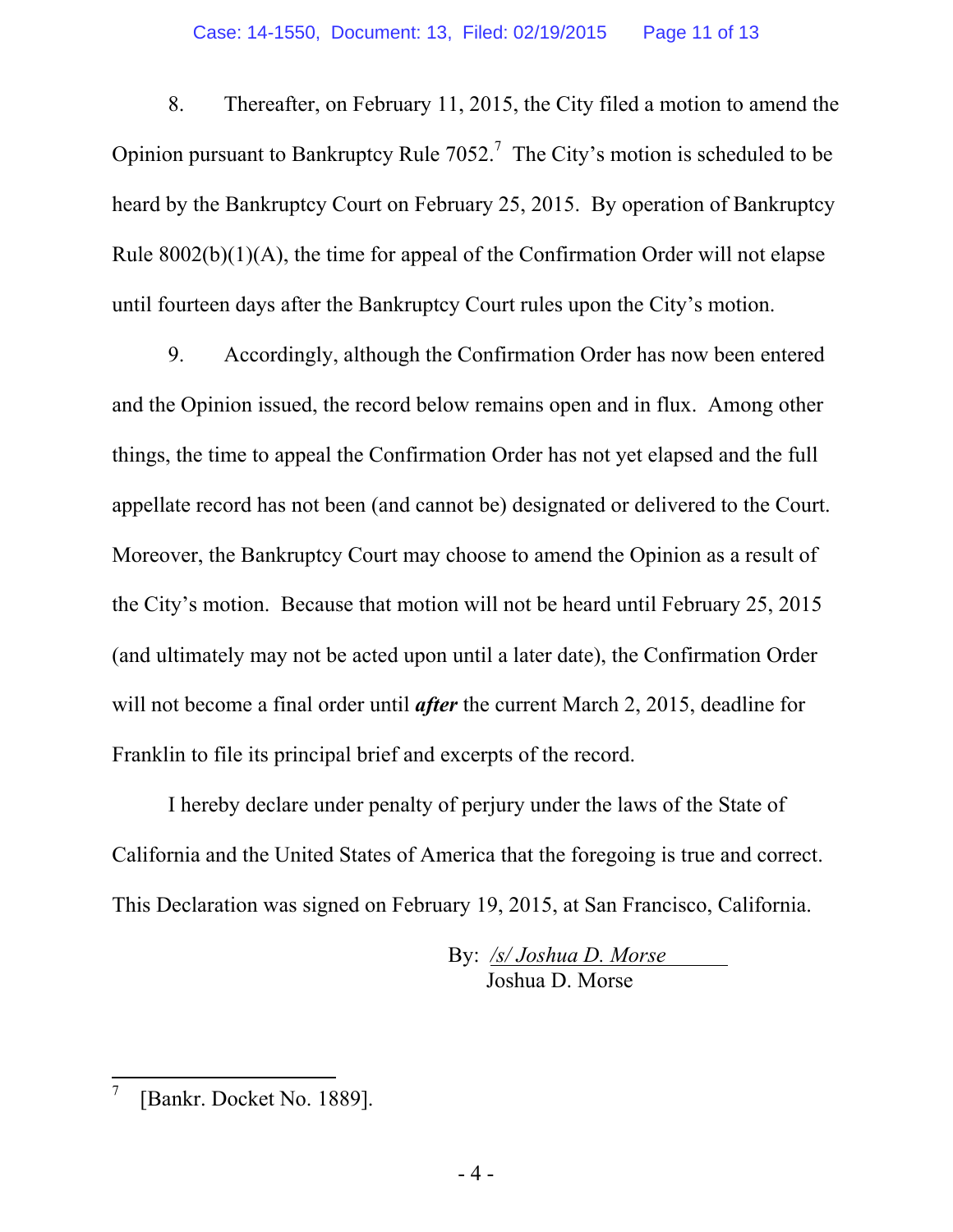8. Thereafter, on February 11, 2015, the City filed a motion to amend the Opinion pursuant to Bankruptcy Rule 7052.[7] The City's motion is scheduled to be heard by the Bankruptcy Court on February 25, 2015. By operation of Bankruptcy Rule 8002(b)(1)(A), the time for appeal of the Confirmation Order will not elapse until fourteen days after the Bankruptcy Court rules upon the City's motion.

9. Accordingly, although the Confirmation Order has now been entered and the Opinion issued, the record below remains open and in flux. Among other things, the time to appeal the Confirmation Order has not yet elapsed and the full appellate record has not been (and cannot be) designated or delivered to the Court. Moreover, the Bankruptcy Court may choose to amend the Opinion as a result of the City's motion. Because that motion will not be heard until February 25, 2015 (and ultimately may not be acted upon until a later date), the Confirmation Order will not become a final order until ***after*** the current March 2, 2015, deadline for Franklin to file its principal brief and excerpts of the record.

I hereby declare under penalty of perjury under the laws of the State of California and the United States of America that the foregoing is true and correct. This Declaration was signed on February 19, 2015, at San Francisco, California.

By: */s/ Joshua D. Morse*
Joshua D. Morse

---

[7] [Bankr. Docket No. 1889].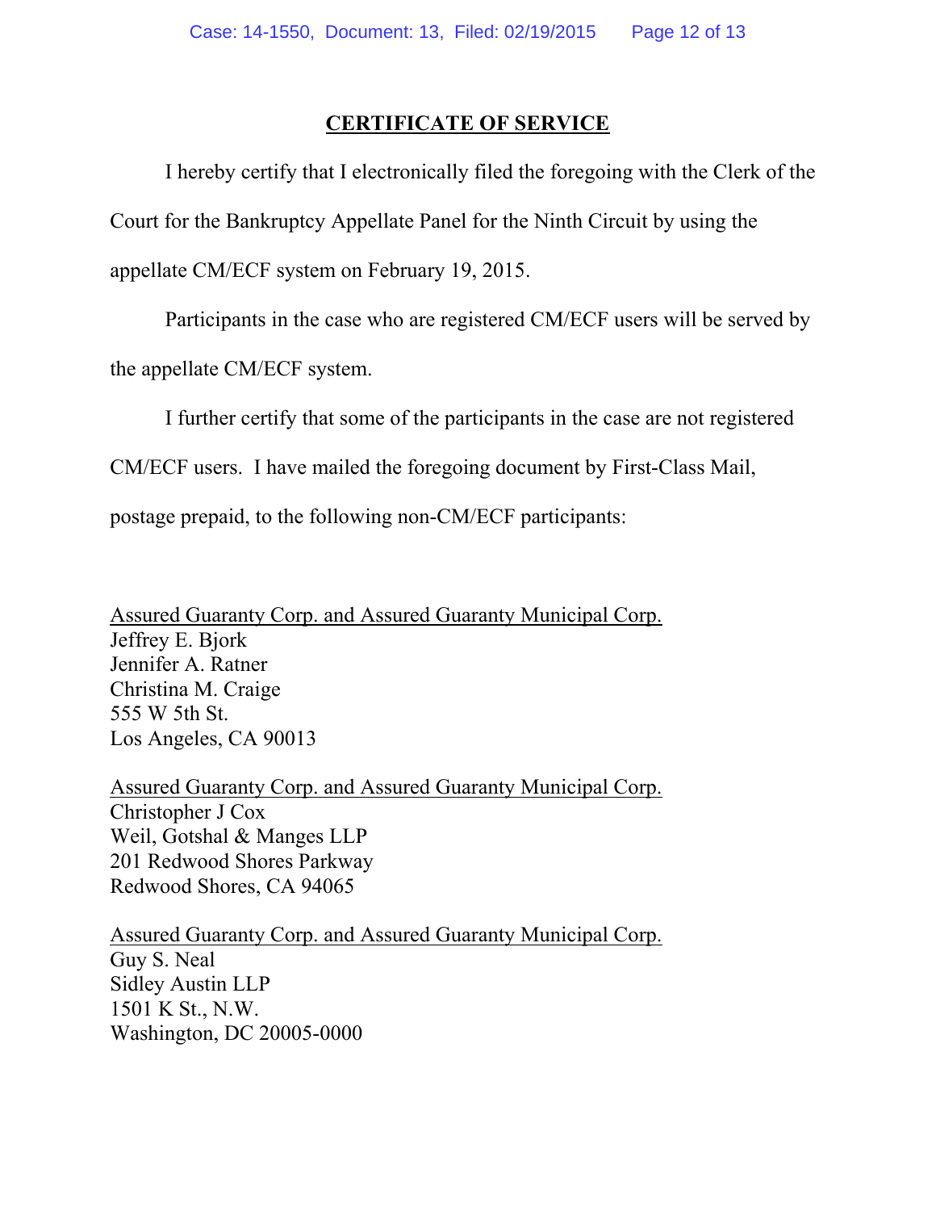## CERTIFICATE OF SERVICE

I hereby certify that I electronically filed the foregoing with the Clerk of the Court for the Bankruptcy Appellate Panel for the Ninth Circuit by using the appellate CM/ECF system on February 19, 2015.

Participants in the case who are registered CM/ECF users will be served by the appellate CM/ECF system.

I further certify that some of the participants in the case are not registered CM/ECF users. I have mailed the foregoing document by First-Class Mail, postage prepaid, to the following non-CM/ECF participants:

<u>Assured Guaranty Corp. and Assured Guaranty Municipal Corp.</u>
Jeffrey E. Bjork
Jennifer A. Ratner
Christina M. Craige
555 W 5th St.
Los Angeles, CA 90013

<u>Assured Guaranty Corp. and Assured Guaranty Municipal Corp.</u>
Christopher J Cox
Weil, Gotshal & Manges LLP
201 Redwood Shores Parkway
Redwood Shores, CA 94065

<u>Assured Guaranty Corp. and Assured Guaranty Municipal Corp.</u>
Guy S. Neal
Sidley Austin LLP
1501 K St., N.W.
Washington, DC 20005-0000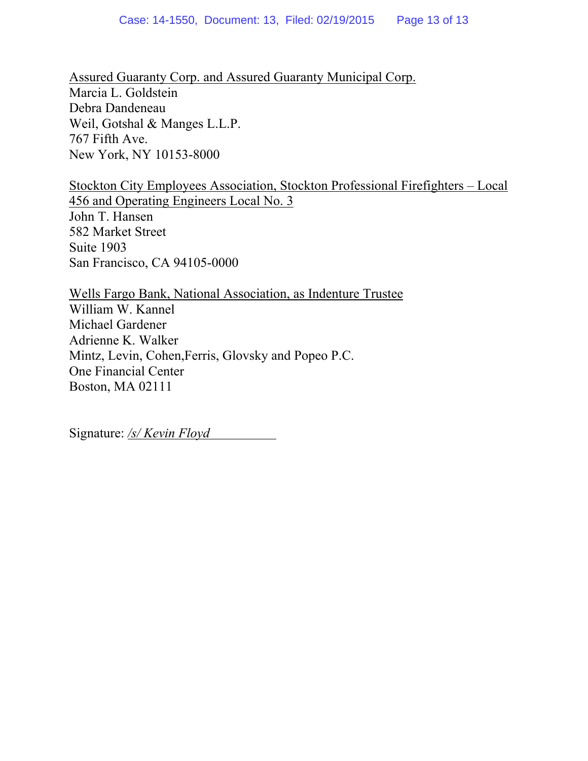<u>Assured Guaranty Corp. and Assured Guaranty Municipal Corp.</u>
Marcia L. Goldstein
Debra Dandeneau
Weil, Gotshal & Manges L.L.P.
767 Fifth Ave.
New York, NY 10153-8000

<u>Stockton City Employees Association, Stockton Professional Firefighters – Local 456 and Operating Engineers Local No. 3</u>
John T. Hansen
582 Market Street
Suite 1903
San Francisco, CA 94105-0000

<u>Wells Fargo Bank, National Association, as Indenture Trustee</u>
William W. Kannel
Michael Gardener
Adrienne K. Walker
Mintz, Levin, Cohen,Ferris, Glovsky and Popeo P.C.
One Financial Center
Boston, MA 02111

Signature: *<u>/s/ Kevin Floyd</u>*